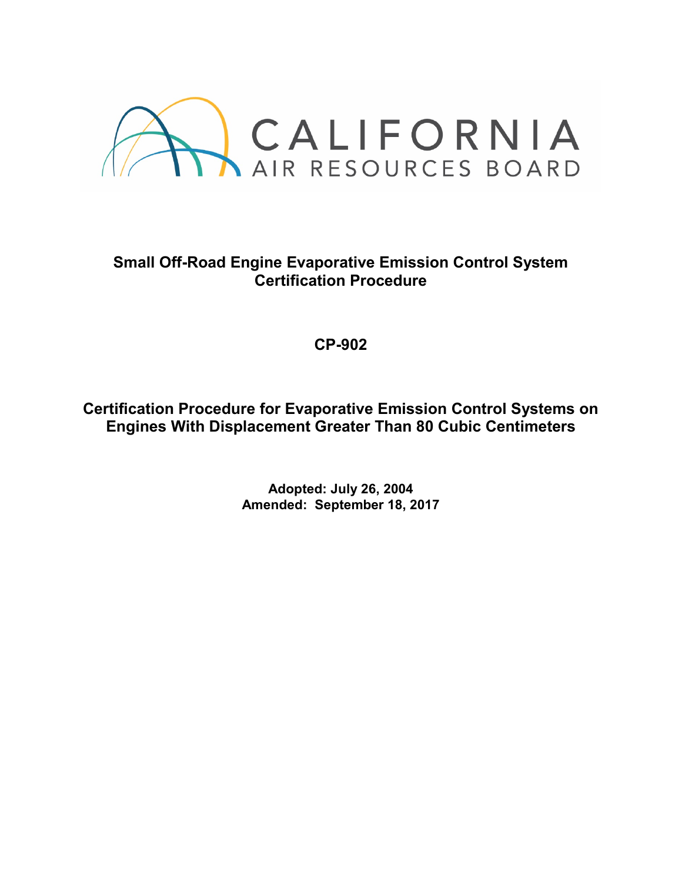CALIFORNIA
AIR RESOURCES BOARD

# Small Off-Road Engine Evaporative Emission Control System Certification Procedure

## CP-902

## Certification Procedure for Evaporative Emission Control Systems on Engines With Displacement Greater Than 80 Cubic Centimeters

**Adopted: July 26, 2004**
**Amended: September 18, 2017**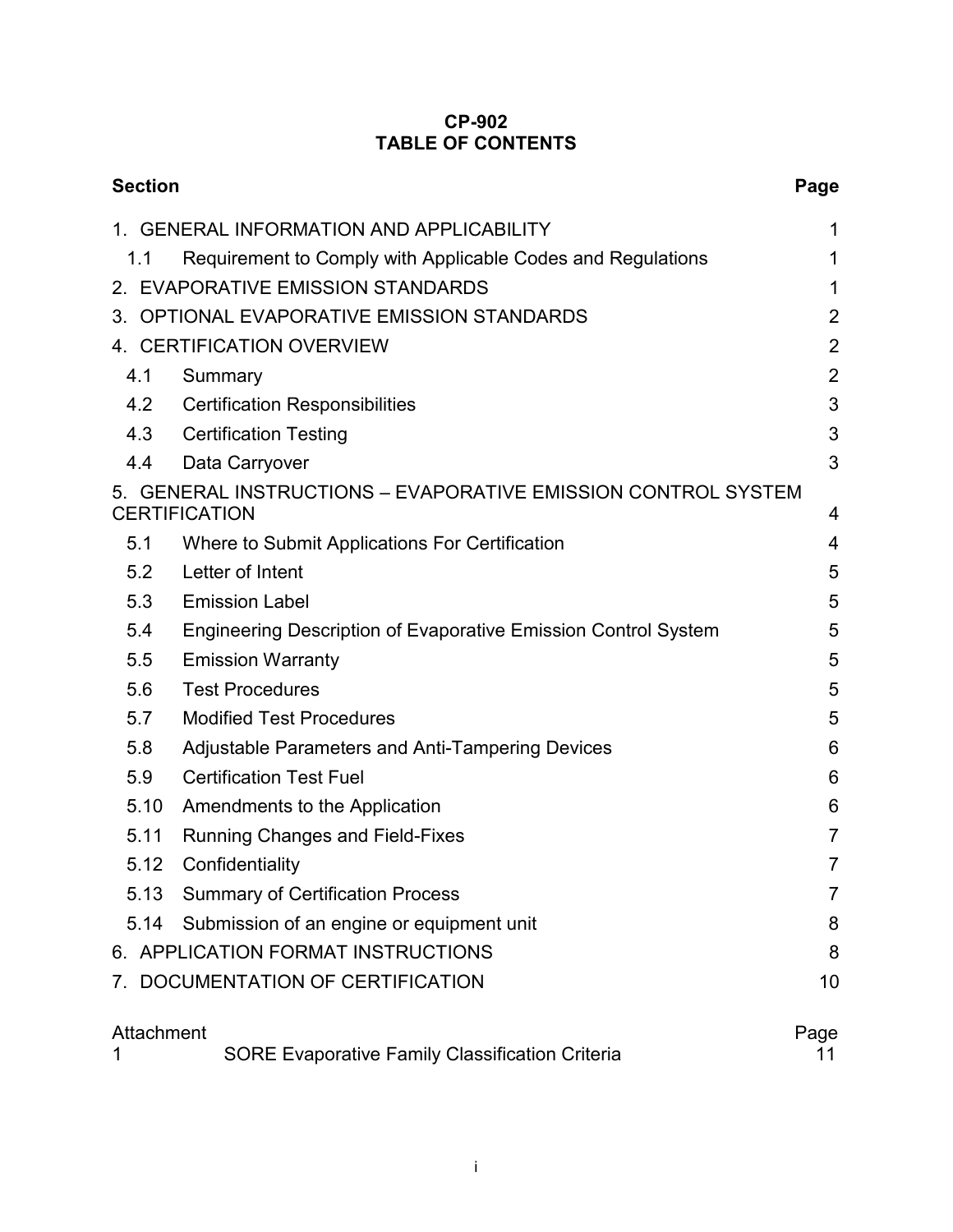**CP-902**
**TABLE OF CONTENTS**

| Section | | Page |
|---|---|---|
| 1. GENERAL INFORMATION AND APPLICABILITY | | 1 |
| 1.1 | Requirement to Comply with Applicable Codes and Regulations | 1 |
| 2. EVAPORATIVE EMISSION STANDARDS | | 1 |
| 3. OPTIONAL EVAPORATIVE EMISSION STANDARDS | | 2 |
| 4. CERTIFICATION OVERVIEW | | 2 |
| 4.1 | Summary | 2 |
| 4.2 | Certification Responsibilities | 3 |
| 4.3 | Certification Testing | 3 |
| 4.4 | Data Carryover | 3 |
| 5. GENERAL INSTRUCTIONS – EVAPORATIVE EMISSION CONTROL SYSTEM CERTIFICATION | | 4 |
| 5.1 | Where to Submit Applications For Certification | 4 |
| 5.2 | Letter of Intent | 5 |
| 5.3 | Emission Label | 5 |
| 5.4 | Engineering Description of Evaporative Emission Control System | 5 |
| 5.5 | Emission Warranty | 5 |
| 5.6 | Test Procedures | 5 |
| 5.7 | Modified Test Procedures | 5 |
| 5.8 | Adjustable Parameters and Anti-Tampering Devices | 6 |
| 5.9 | Certification Test Fuel | 6 |
| 5.10 | Amendments to the Application | 6 |
| 5.11 | Running Changes and Field-Fixes | 7 |
| 5.12 | Confidentiality | 7 |
| 5.13 | Summary of Certification Process | 7 |
| 5.14 | Submission of an engine or equipment unit | 8 |
| 6. APPLICATION FORMAT INSTRUCTIONS | | 8 |
| 7. DOCUMENTATION OF CERTIFICATION | | 10 |

| Attachment | | Page |
|---|---|---|
| 1 | SORE Evaporative Family Classification Criteria | 11 |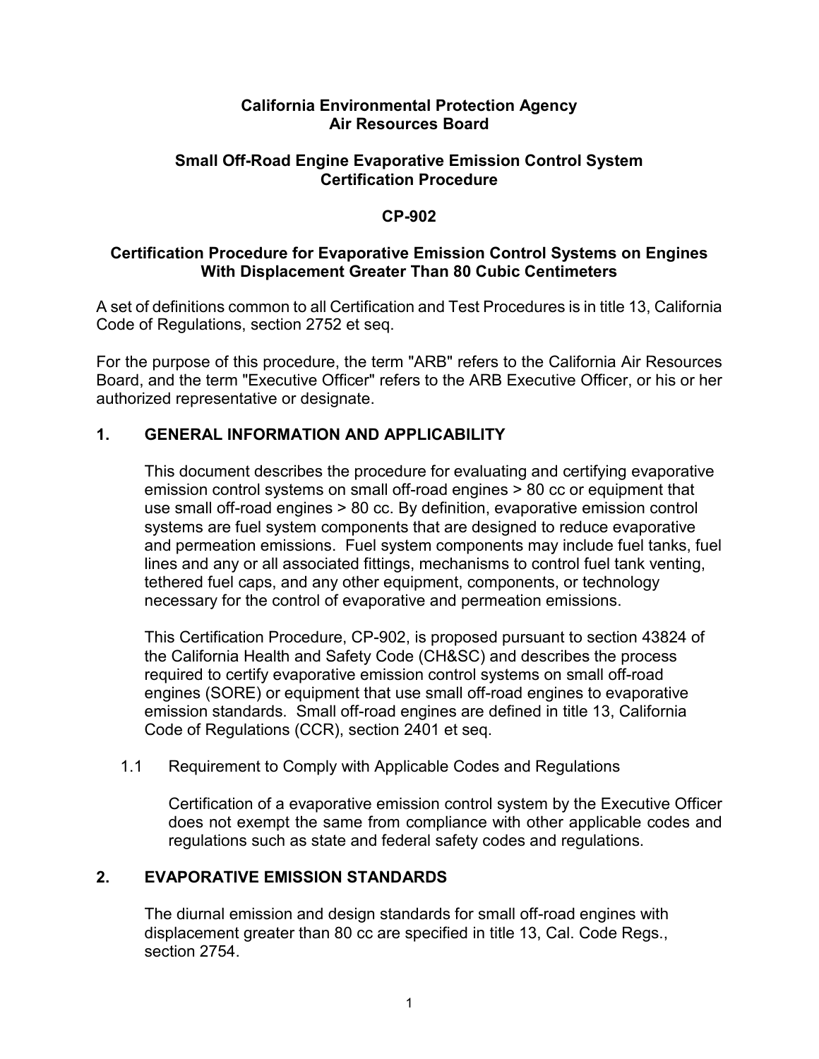**California Environmental Protection Agency**
**Air Resources Board**

**Small Off-Road Engine Evaporative Emission Control System Certification Procedure**

**CP-902**

**Certification Procedure for Evaporative Emission Control Systems on Engines With Displacement Greater Than 80 Cubic Centimeters**

A set of definitions common to all Certification and Test Procedures is in title 13, California Code of Regulations, section 2752 et seq.

For the purpose of this procedure, the term "ARB" refers to the California Air Resources Board, and the term "Executive Officer" refers to the ARB Executive Officer, or his or her authorized representative or designate.

## 1. GENERAL INFORMATION AND APPLICABILITY

This document describes the procedure for evaluating and certifying evaporative emission control systems on small off-road engines > 80 cc or equipment that use small off-road engines > 80 cc. By definition, evaporative emission control systems are fuel system components that are designed to reduce evaporative and permeation emissions. Fuel system components may include fuel tanks, fuel lines and any or all associated fittings, mechanisms to control fuel tank venting, tethered fuel caps, and any other equipment, components, or technology necessary for the control of evaporative and permeation emissions.

This Certification Procedure, CP-902, is proposed pursuant to section 43824 of the California Health and Safety Code (CH&SC) and describes the process required to certify evaporative emission control systems on small off-road engines (SORE) or equipment that use small off-road engines to evaporative emission standards. Small off-road engines are defined in title 13, California Code of Regulations (CCR), section 2401 et seq.

### 1.1 Requirement to Comply with Applicable Codes and Regulations

Certification of a evaporative emission control system by the Executive Officer does not exempt the same from compliance with other applicable codes and regulations such as state and federal safety codes and regulations.

## 2. EVAPORATIVE EMISSION STANDARDS

The diurnal emission and design standards for small off-road engines with displacement greater than 80 cc are specified in title 13, Cal. Code Regs., section 2754.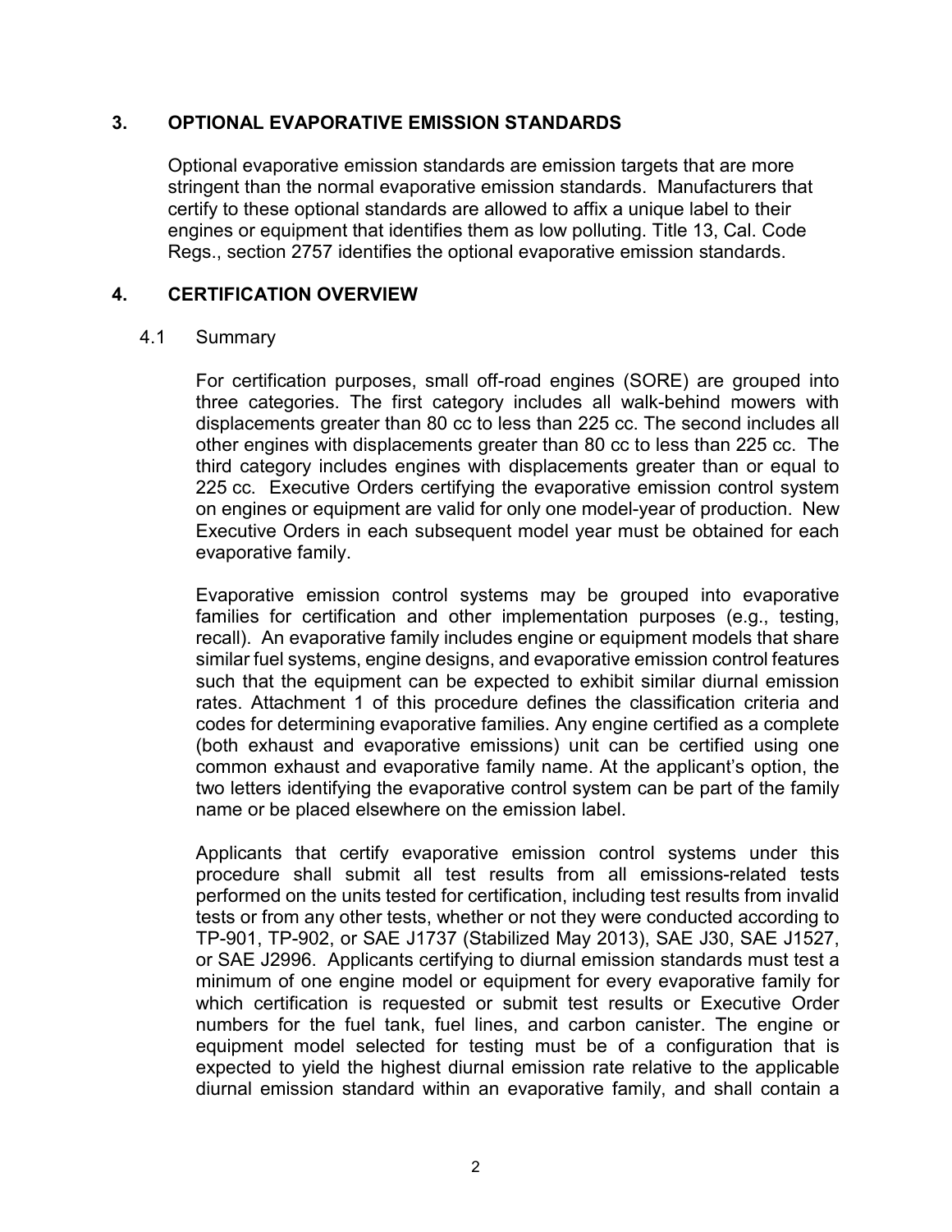## 3. OPTIONAL EVAPORATIVE EMISSION STANDARDS

Optional evaporative emission standards are emission targets that are more stringent than the normal evaporative emission standards. Manufacturers that certify to these optional standards are allowed to affix a unique label to their engines or equipment that identifies them as low polluting. Title 13, Cal. Code Regs., section 2757 identifies the optional evaporative emission standards.

## 4. CERTIFICATION OVERVIEW

### 4.1 Summary

For certification purposes, small off-road engines (SORE) are grouped into three categories. The first category includes all walk-behind mowers with displacements greater than 80 cc to less than 225 cc. The second includes all other engines with displacements greater than 80 cc to less than 225 cc. The third category includes engines with displacements greater than or equal to 225 cc. Executive Orders certifying the evaporative emission control system on engines or equipment are valid for only one model-year of production. New Executive Orders in each subsequent model year must be obtained for each evaporative family.

Evaporative emission control systems may be grouped into evaporative families for certification and other implementation purposes (e.g., testing, recall). An evaporative family includes engine or equipment models that share similar fuel systems, engine designs, and evaporative emission control features such that the equipment can be expected to exhibit similar diurnal emission rates. Attachment 1 of this procedure defines the classification criteria and codes for determining evaporative families. Any engine certified as a complete (both exhaust and evaporative emissions) unit can be certified using one common exhaust and evaporative family name. At the applicant's option, the two letters identifying the evaporative control system can be part of the family name or be placed elsewhere on the emission label.

Applicants that certify evaporative emission control systems under this procedure shall submit all test results from all emissions-related tests performed on the units tested for certification, including test results from invalid tests or from any other tests, whether or not they were conducted according to TP-901, TP-902, or SAE J1737 (Stabilized May 2013), SAE J30, SAE J1527, or SAE J2996. Applicants certifying to diurnal emission standards must test a minimum of one engine model or equipment for every evaporative family for which certification is requested or submit test results or Executive Order numbers for the fuel tank, fuel lines, and carbon canister. The engine or equipment model selected for testing must be of a configuration that is expected to yield the highest diurnal emission rate relative to the applicable diurnal emission standard within an evaporative family, and shall contain a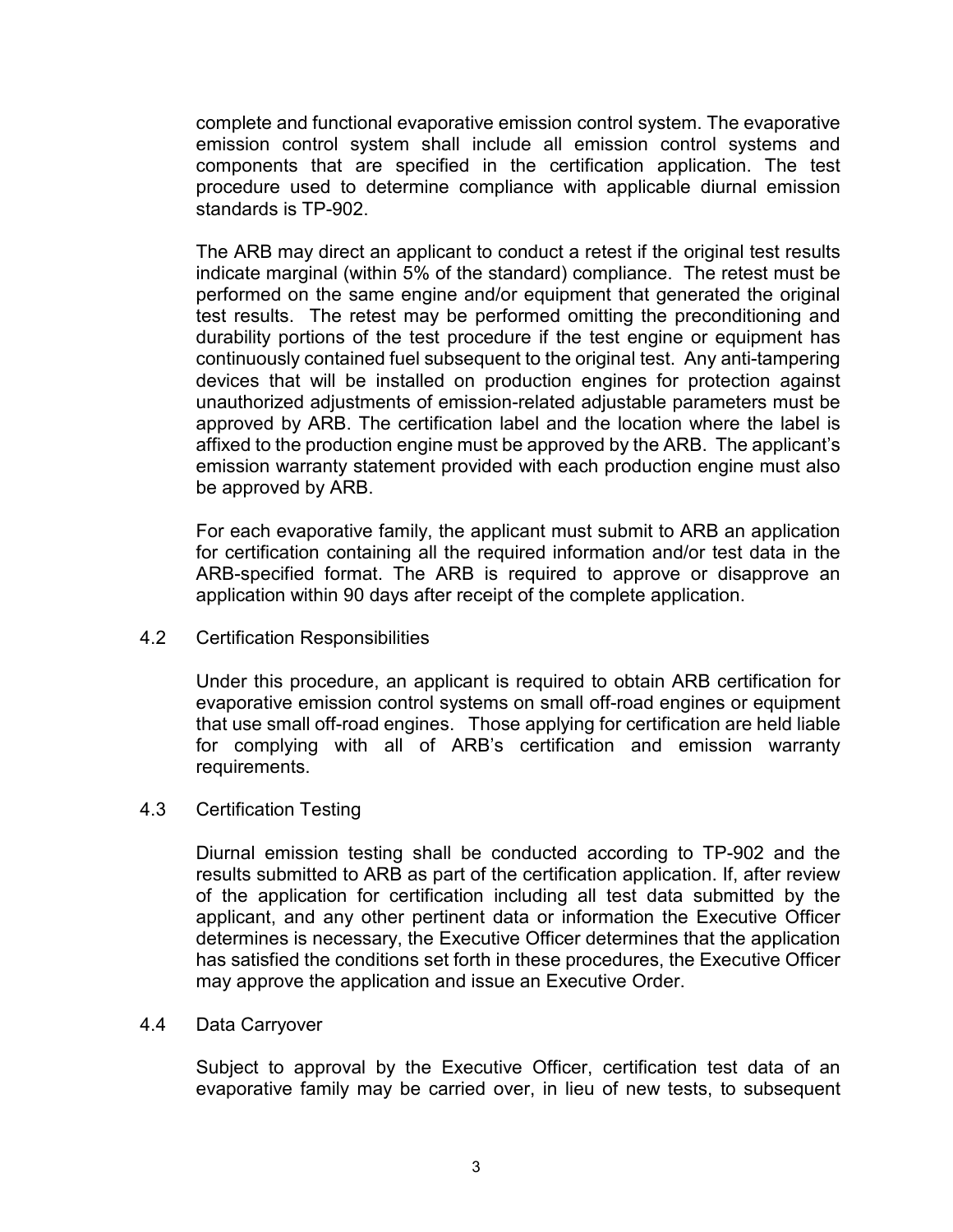complete and functional evaporative emission control system. The evaporative emission control system shall include all emission control systems and components that are specified in the certification application. The test procedure used to determine compliance with applicable diurnal emission standards is TP-902.

The ARB may direct an applicant to conduct a retest if the original test results indicate marginal (within 5% of the standard) compliance. The retest must be performed on the same engine and/or equipment that generated the original test results. The retest may be performed omitting the preconditioning and durability portions of the test procedure if the test engine or equipment has continuously contained fuel subsequent to the original test. Any anti-tampering devices that will be installed on production engines for protection against unauthorized adjustments of emission-related adjustable parameters must be approved by ARB. The certification label and the location where the label is affixed to the production engine must be approved by the ARB. The applicant's emission warranty statement provided with each production engine must also be approved by ARB.

For each evaporative family, the applicant must submit to ARB an application for certification containing all the required information and/or test data in the ARB-specified format. The ARB is required to approve or disapprove an application within 90 days after receipt of the complete application.

### 4.2 Certification Responsibilities

Under this procedure, an applicant is required to obtain ARB certification for evaporative emission control systems on small off-road engines or equipment that use small off-road engines. Those applying for certification are held liable for complying with all of ARB's certification and emission warranty requirements.

### 4.3 Certification Testing

Diurnal emission testing shall be conducted according to TP-902 and the results submitted to ARB as part of the certification application. If, after review of the application for certification including all test data submitted by the applicant, and any other pertinent data or information the Executive Officer determines is necessary, the Executive Officer determines that the application has satisfied the conditions set forth in these procedures, the Executive Officer may approve the application and issue an Executive Order.

### 4.4 Data Carryover

Subject to approval by the Executive Officer, certification test data of an evaporative family may be carried over, in lieu of new tests, to subsequent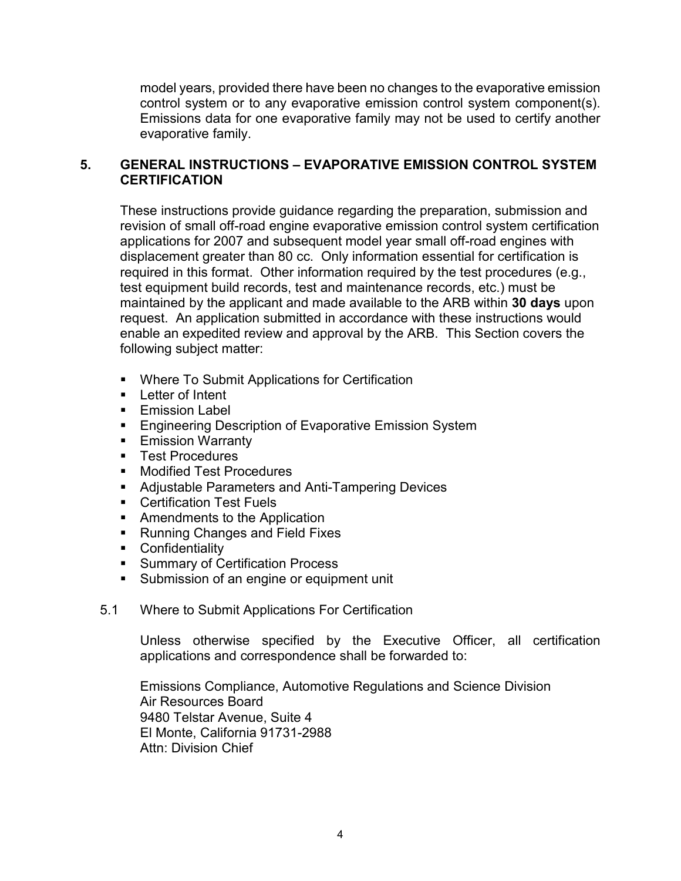model years, provided there have been no changes to the evaporative emission control system or to any evaporative emission control system component(s). Emissions data for one evaporative family may not be used to certify another evaporative family.

## 5. GENERAL INSTRUCTIONS – EVAPORATIVE EMISSION CONTROL SYSTEM CERTIFICATION

These instructions provide guidance regarding the preparation, submission and revision of small off-road engine evaporative emission control system certification applications for 2007 and subsequent model year small off-road engines with displacement greater than 80 cc. Only information essential for certification is required in this format. Other information required by the test procedures (e.g., test equipment build records, test and maintenance records, etc.) must be maintained by the applicant and made available to the ARB within **30 days** upon request. An application submitted in accordance with these instructions would enable an expedited review and approval by the ARB. This Section covers the following subject matter:

- Where To Submit Applications for Certification
- Letter of Intent
- Emission Label
- Engineering Description of Evaporative Emission System
- Emission Warranty
- Test Procedures
- Modified Test Procedures
- Adjustable Parameters and Anti-Tampering Devices
- Certification Test Fuels
- Amendments to the Application
- Running Changes and Field Fixes
- Confidentiality
- Summary of Certification Process
- Submission of an engine or equipment unit

### 5.1 Where to Submit Applications For Certification

Unless otherwise specified by the Executive Officer, all certification applications and correspondence shall be forwarded to:

Emissions Compliance, Automotive Regulations and Science Division
Air Resources Board
9480 Telstar Avenue, Suite 4
El Monte, California 91731-2988
Attn: Division Chief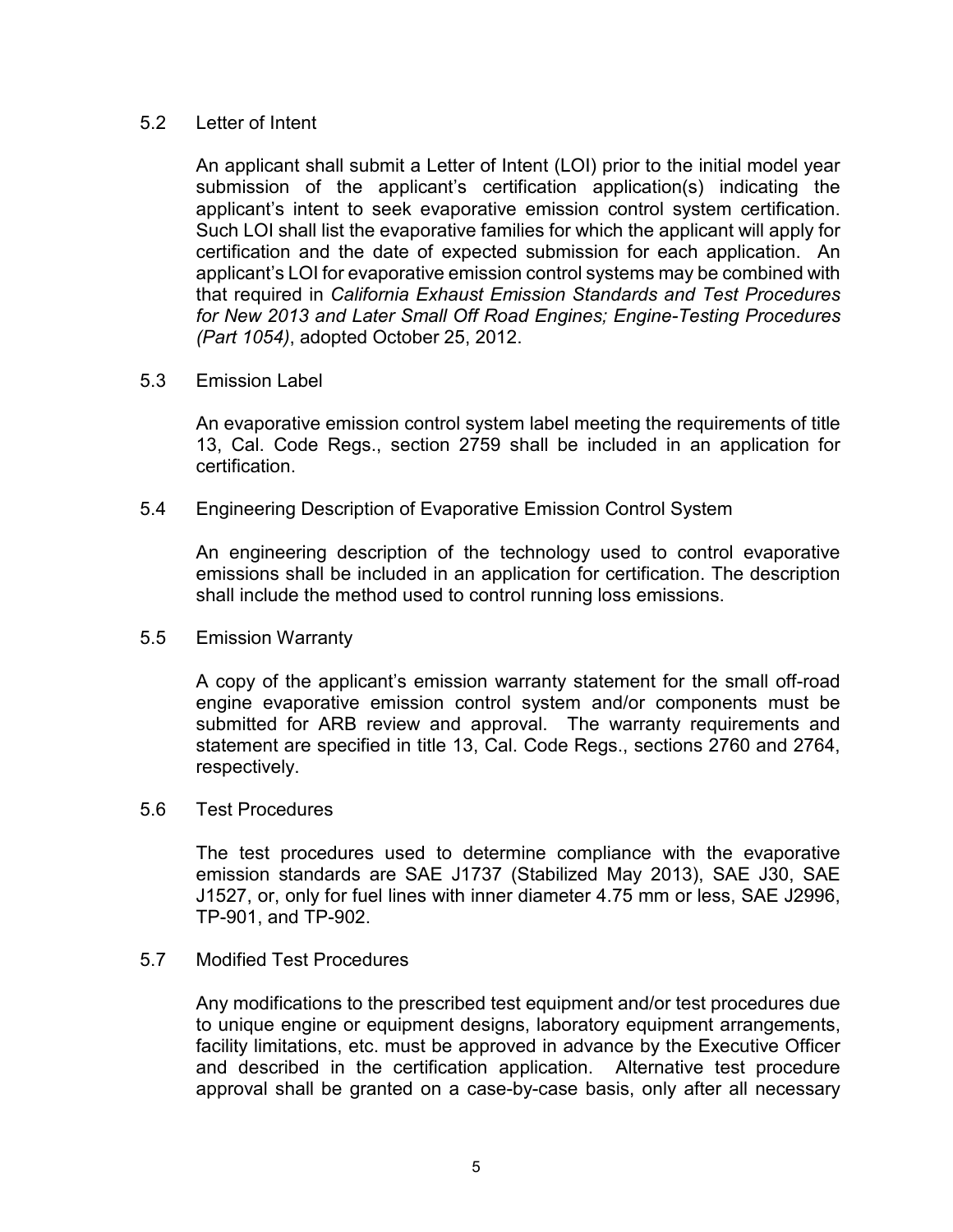### 5.2 Letter of Intent

An applicant shall submit a Letter of Intent (LOI) prior to the initial model year submission of the applicant's certification application(s) indicating the applicant's intent to seek evaporative emission control system certification. Such LOI shall list the evaporative families for which the applicant will apply for certification and the date of expected submission for each application. An applicant's LOI for evaporative emission control systems may be combined with that required in *California Exhaust Emission Standards and Test Procedures for New 2013 and Later Small Off Road Engines; Engine-Testing Procedures (Part 1054)*, adopted October 25, 2012.

### 5.3 Emission Label

An evaporative emission control system label meeting the requirements of title 13, Cal. Code Regs., section 2759 shall be included in an application for certification.

### 5.4 Engineering Description of Evaporative Emission Control System

An engineering description of the technology used to control evaporative emissions shall be included in an application for certification. The description shall include the method used to control running loss emissions.

### 5.5 Emission Warranty

A copy of the applicant's emission warranty statement for the small off-road engine evaporative emission control system and/or components must be submitted for ARB review and approval. The warranty requirements and statement are specified in title 13, Cal. Code Regs., sections 2760 and 2764, respectively.

### 5.6 Test Procedures

The test procedures used to determine compliance with the evaporative emission standards are SAE J1737 (Stabilized May 2013), SAE J30, SAE J1527, or, only for fuel lines with inner diameter 4.75 mm or less, SAE J2996, TP-901, and TP-902.

### 5.7 Modified Test Procedures

Any modifications to the prescribed test equipment and/or test procedures due to unique engine or equipment designs, laboratory equipment arrangements, facility limitations, etc. must be approved in advance by the Executive Officer and described in the certification application. Alternative test procedure approval shall be granted on a case-by-case basis, only after all necessary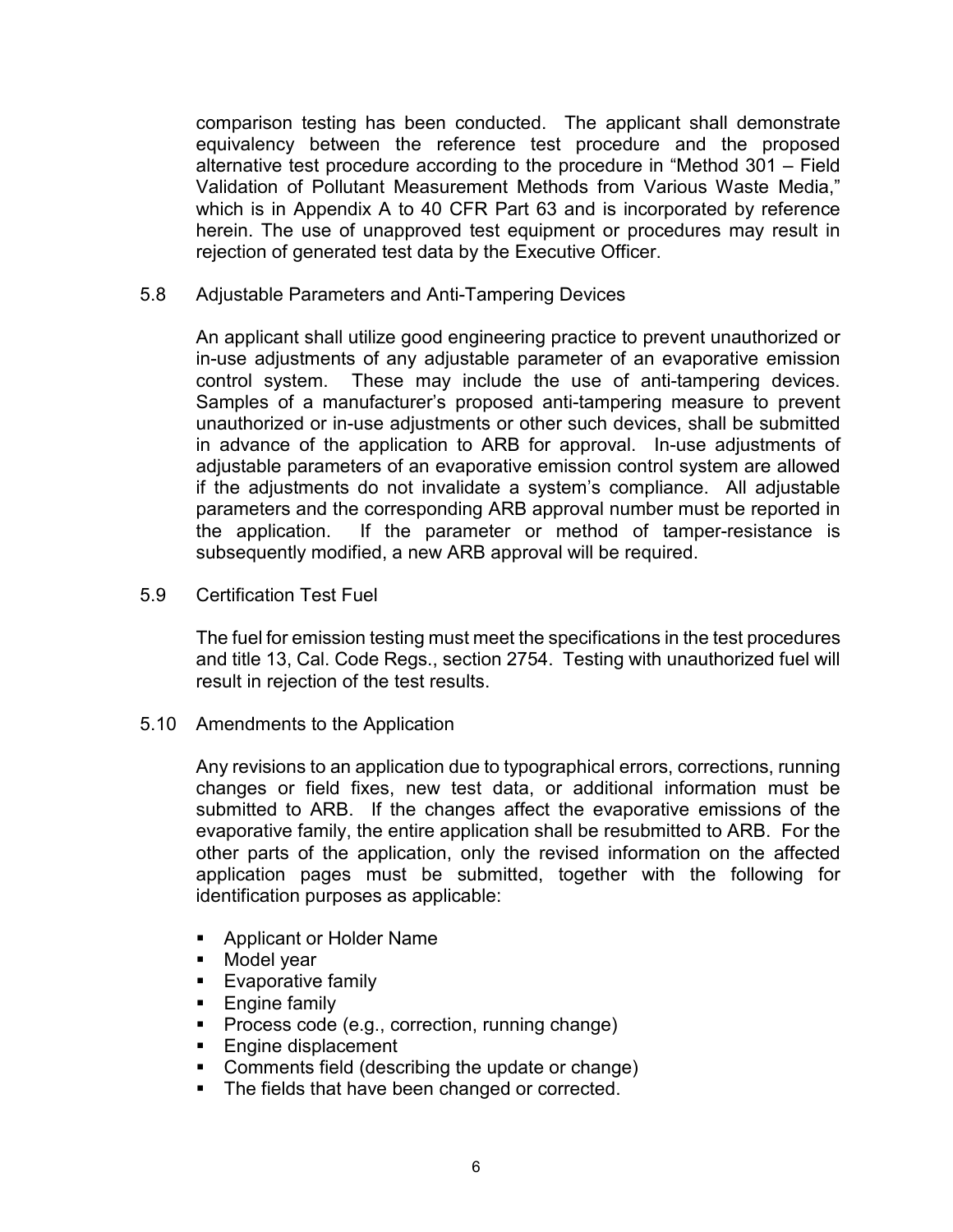comparison testing has been conducted. The applicant shall demonstrate equivalency between the reference test procedure and the proposed alternative test procedure according to the procedure in "Method 301 – Field Validation of Pollutant Measurement Methods from Various Waste Media," which is in Appendix A to 40 CFR Part 63 and is incorporated by reference herein. The use of unapproved test equipment or procedures may result in rejection of generated test data by the Executive Officer.

### 5.8 Adjustable Parameters and Anti-Tampering Devices

An applicant shall utilize good engineering practice to prevent unauthorized or in-use adjustments of any adjustable parameter of an evaporative emission control system. These may include the use of anti-tampering devices. Samples of a manufacturer's proposed anti-tampering measure to prevent unauthorized or in-use adjustments or other such devices, shall be submitted in advance of the application to ARB for approval. In-use adjustments of adjustable parameters of an evaporative emission control system are allowed if the adjustments do not invalidate a system's compliance. All adjustable parameters and the corresponding ARB approval number must be reported in the application. If the parameter or method of tamper-resistance is subsequently modified, a new ARB approval will be required.

### 5.9 Certification Test Fuel

The fuel for emission testing must meet the specifications in the test procedures and title 13, Cal. Code Regs., section 2754. Testing with unauthorized fuel will result in rejection of the test results.

### 5.10 Amendments to the Application

Any revisions to an application due to typographical errors, corrections, running changes or field fixes, new test data, or additional information must be submitted to ARB. If the changes affect the evaporative emissions of the evaporative family, the entire application shall be resubmitted to ARB. For the other parts of the application, only the revised information on the affected application pages must be submitted, together with the following for identification purposes as applicable:

- Applicant or Holder Name
- Model year
- Evaporative family
- Engine family
- Process code (e.g., correction, running change)
- Engine displacement
- Comments field (describing the update or change)
- The fields that have been changed or corrected.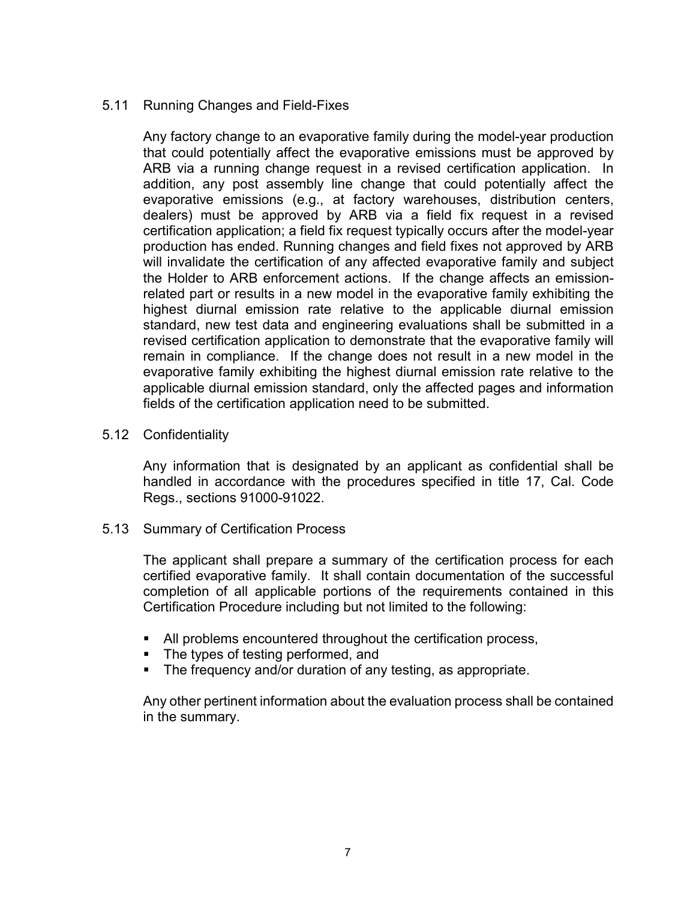## 5.11 Running Changes and Field-Fixes

Any factory change to an evaporative family during the model-year production that could potentially affect the evaporative emissions must be approved by ARB via a running change request in a revised certification application. In addition, any post assembly line change that could potentially affect the evaporative emissions (e.g., at factory warehouses, distribution centers, dealers) must be approved by ARB via a field fix request in a revised certification application; a field fix request typically occurs after the model-year production has ended. Running changes and field fixes not approved by ARB will invalidate the certification of any affected evaporative family and subject the Holder to ARB enforcement actions. If the change affects an emission-related part or results in a new model in the evaporative family exhibiting the highest diurnal emission rate relative to the applicable diurnal emission standard, new test data and engineering evaluations shall be submitted in a revised certification application to demonstrate that the evaporative family will remain in compliance. If the change does not result in a new model in the evaporative family exhibiting the highest diurnal emission rate relative to the applicable diurnal emission standard, only the affected pages and information fields of the certification application need to be submitted.

## 5.12 Confidentiality

Any information that is designated by an applicant as confidential shall be handled in accordance with the procedures specified in title 17, Cal. Code Regs., sections 91000-91022.

## 5.13 Summary of Certification Process

The applicant shall prepare a summary of the certification process for each certified evaporative family. It shall contain documentation of the successful completion of all applicable portions of the requirements contained in this Certification Procedure including but not limited to the following:

- All problems encountered throughout the certification process,
- The types of testing performed, and
- The frequency and/or duration of any testing, as appropriate.

Any other pertinent information about the evaluation process shall be contained in the summary.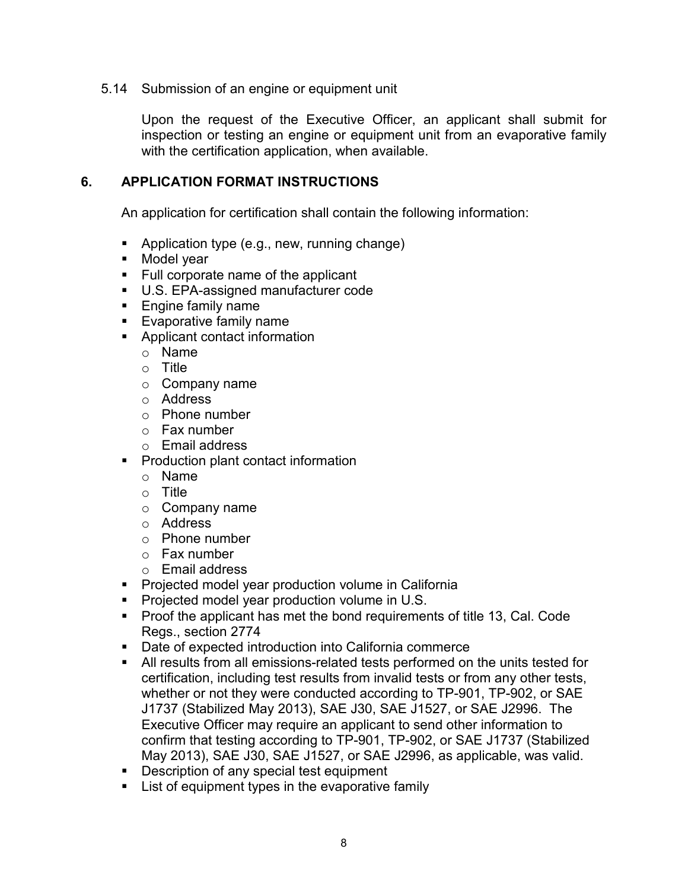5.14 Submission of an engine or equipment unit

Upon the request of the Executive Officer, an applicant shall submit for inspection or testing an engine or equipment unit from an evaporative family with the certification application, when available.

## 6. APPLICATION FORMAT INSTRUCTIONS

An application for certification shall contain the following information:

- Application type (e.g., new, running change)
- Model year
- Full corporate name of the applicant
- U.S. EPA-assigned manufacturer code
- Engine family name
- Evaporative family name
- Applicant contact information
  - Name
  - Title
  - Company name
  - Address
  - Phone number
  - Fax number
  - Email address
- Production plant contact information
  - Name
  - Title
  - Company name
  - Address
  - Phone number
  - Fax number
  - Email address
- Projected model year production volume in California
- Projected model year production volume in U.S.
- Proof the applicant has met the bond requirements of title 13, Cal. Code Regs., section 2774
- Date of expected introduction into California commerce
- All results from all emissions-related tests performed on the units tested for certification, including test results from invalid tests or from any other tests, whether or not they were conducted according to TP-901, TP-902, or SAE J1737 (Stabilized May 2013), SAE J30, SAE J1527, or SAE J2996. The Executive Officer may require an applicant to send other information to confirm that testing according to TP-901, TP-902, or SAE J1737 (Stabilized May 2013), SAE J30, SAE J1527, or SAE J2996, as applicable, was valid.
- Description of any special test equipment
- List of equipment types in the evaporative family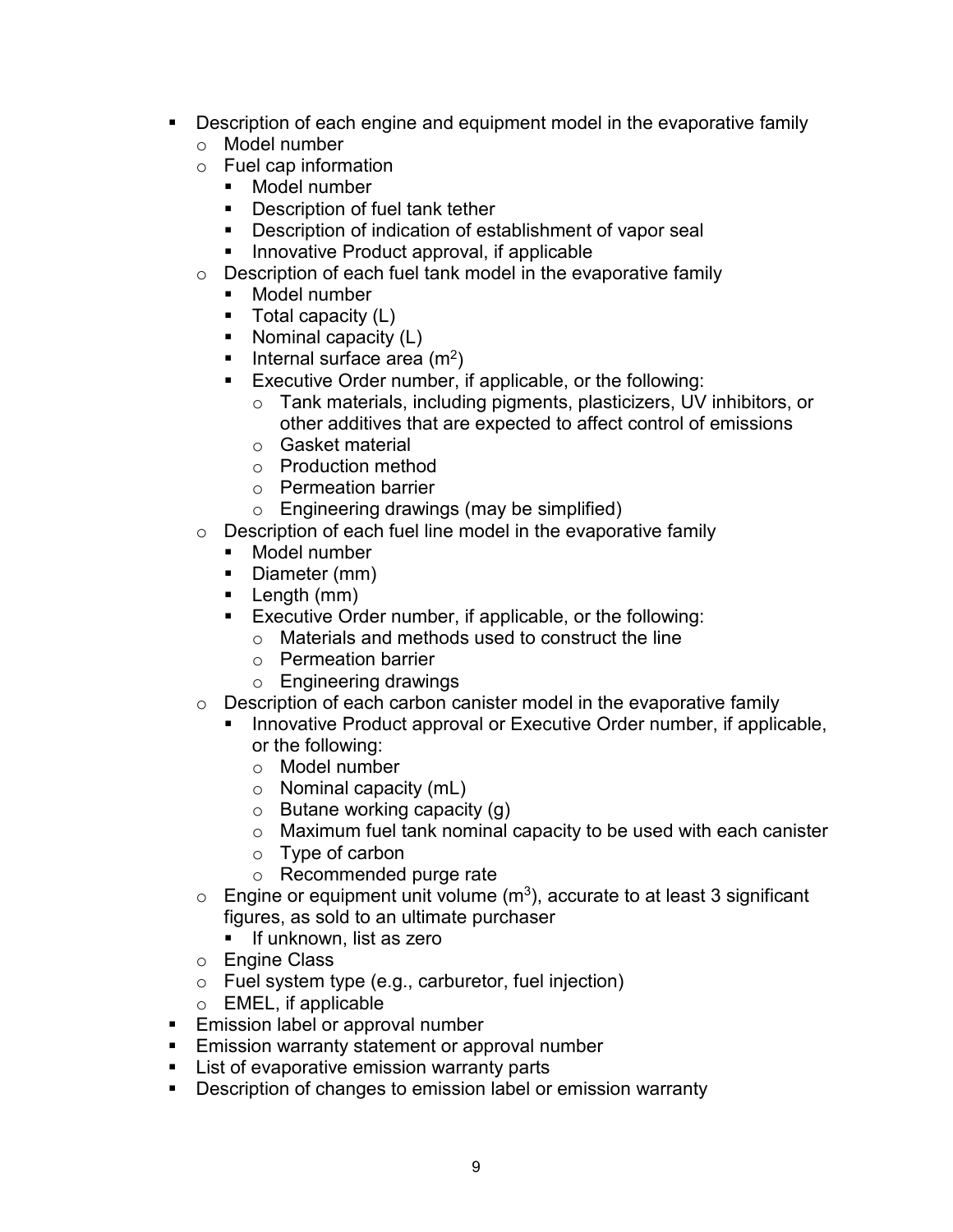- Description of each engine and equipment model in the evaporative family
  - Model number
  - Fuel cap information
    - Model number
    - Description of fuel tank tether
    - Description of indication of establishment of vapor seal
    - Innovative Product approval, if applicable
  - Description of each fuel tank model in the evaporative family
    - Model number
    - Total capacity (L)
    - Nominal capacity (L)
    - Internal surface area ($m^2$)
    - Executive Order number, if applicable, or the following:
      - Tank materials, including pigments, plasticizers, UV inhibitors, or other additives that are expected to affect control of emissions
      - Gasket material
      - Production method
      - Permeation barrier
      - Engineering drawings (may be simplified)
  - Description of each fuel line model in the evaporative family
    - Model number
    - Diameter (mm)
    - Length (mm)
    - Executive Order number, if applicable, or the following:
      - Materials and methods used to construct the line
      - Permeation barrier
      - Engineering drawings
  - Description of each carbon canister model in the evaporative family
    - Innovative Product approval or Executive Order number, if applicable, or the following:
      - Model number
      - Nominal capacity (mL)
      - Butane working capacity (g)
      - Maximum fuel tank nominal capacity to be used with each canister
      - Type of carbon
      - Recommended purge rate
  - Engine or equipment unit volume ($m^3$), accurate to at least 3 significant figures, as sold to an ultimate purchaser
    - If unknown, list as zero
  - Engine Class
  - Fuel system type (e.g., carburetor, fuel injection)
  - EMEL, if applicable
- Emission label or approval number
- Emission warranty statement or approval number
- List of evaporative emission warranty parts
- Description of changes to emission label or emission warranty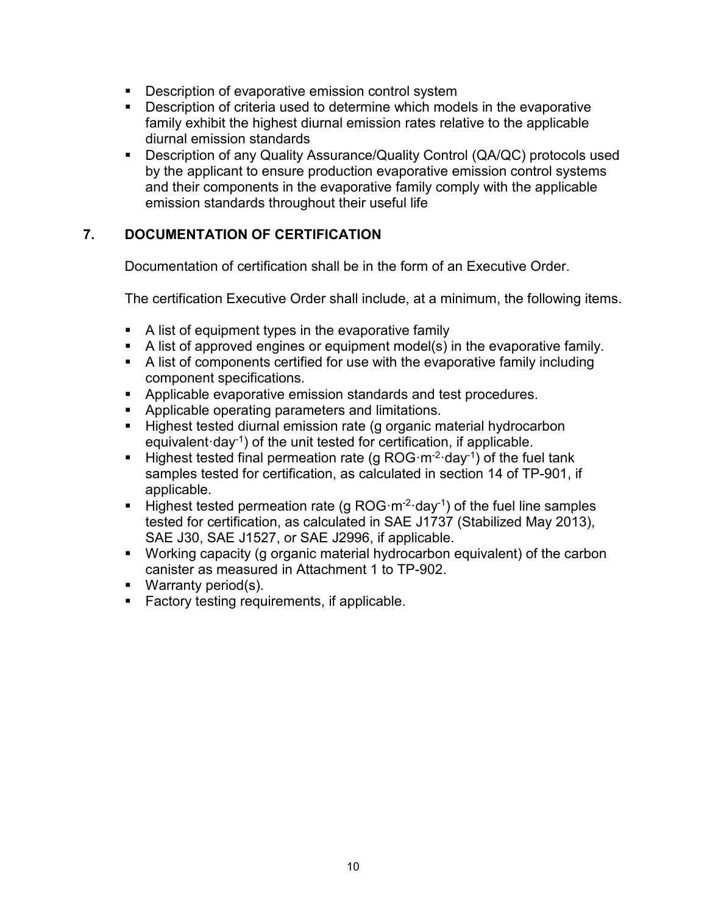- Description of evaporative emission control system
- Description of criteria used to determine which models in the evaporative family exhibit the highest diurnal emission rates relative to the applicable diurnal emission standards
- Description of any Quality Assurance/Quality Control (QA/QC) protocols used by the applicant to ensure production evaporative emission control systems and their components in the evaporative family comply with the applicable emission standards throughout their useful life

## 7. DOCUMENTATION OF CERTIFICATION

Documentation of certification shall be in the form of an Executive Order.

The certification Executive Order shall include, at a minimum, the following items.

- A list of equipment types in the evaporative family
- A list of approved engines or equipment model(s) in the evaporative family.
- A list of components certified for use with the evaporative family including component specifications.
- Applicable evaporative emission standards and test procedures.
- Applicable operating parameters and limitations.
- Highest tested diurnal emission rate (g organic material hydrocarbon equivalent$\cdot$day$^{-1}$) of the unit tested for certification, if applicable.
- Highest tested final permeation rate (g ROG$\cdot$m$^{-2}\cdot$day$^{-1}$) of the fuel tank samples tested for certification, as calculated in section 14 of TP-901, if applicable.
- Highest tested permeation rate (g ROG$\cdot$m$^{-2}\cdot$day$^{-1}$) of the fuel line samples tested for certification, as calculated in SAE J1737 (Stabilized May 2013), SAE J30, SAE J1527, or SAE J2996, if applicable.
- Working capacity (g organic material hydrocarbon equivalent) of the carbon canister as measured in Attachment 1 to TP-902.
- Warranty period(s).
- Factory testing requirements, if applicable.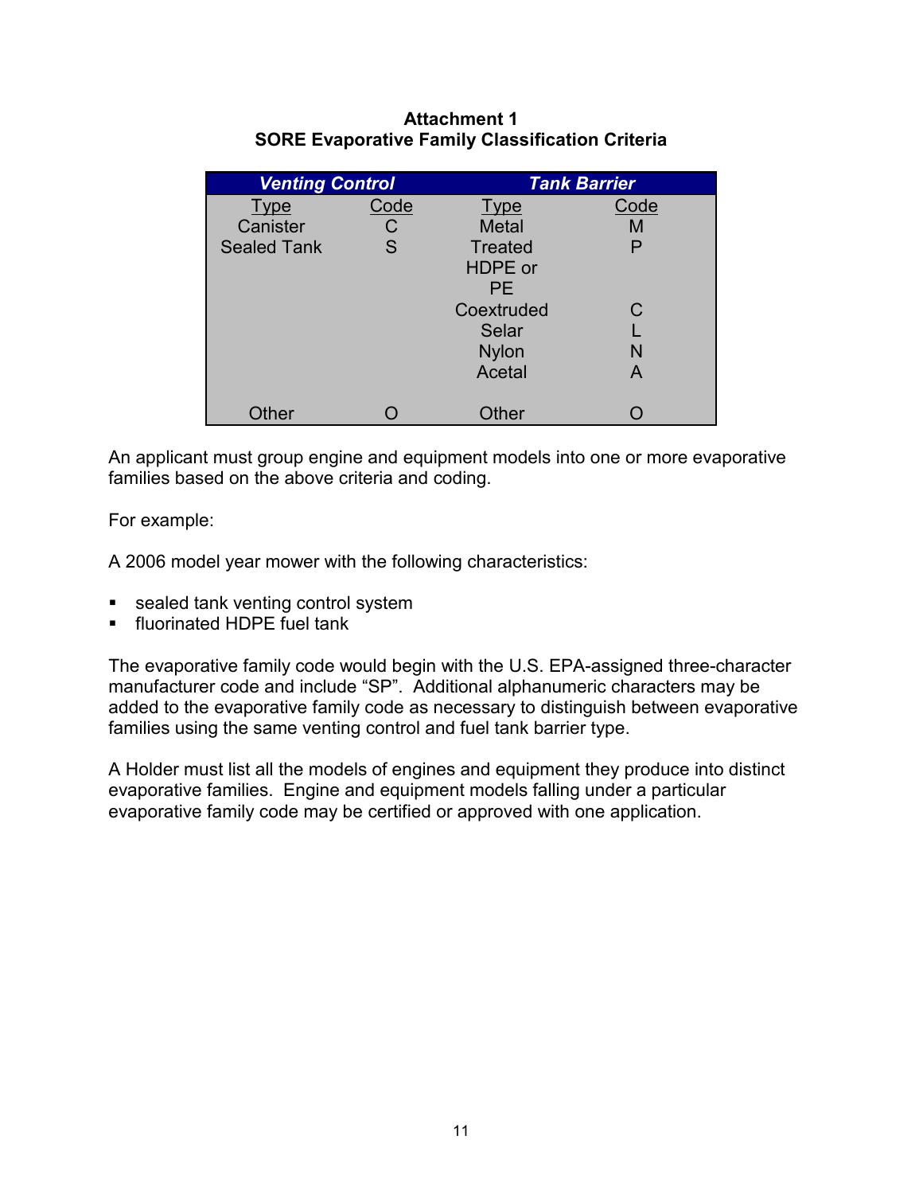**Attachment 1**
**SORE Evaporative Family Classification Criteria**

| *Venting Control* | | *Tank Barrier* | |
|---|---|---|---|
| Type | Code | Type | Code |
| Canister | C | Metal | M |
| Sealed Tank | S | Treated HDPE or PE | P |
| | | Coextruded | C |
| | | Selar | L |
| | | Nylon | N |
| | | Acetal | A |
| Other | O | Other | O |

An applicant must group engine and equipment models into one or more evaporative families based on the above criteria and coding.

For example:

A 2006 model year mower with the following characteristics:

- sealed tank venting control system
- fluorinated HDPE fuel tank

The evaporative family code would begin with the U.S. EPA-assigned three-character manufacturer code and include "SP". Additional alphanumeric characters may be added to the evaporative family code as necessary to distinguish between evaporative families using the same venting control and fuel tank barrier type.

A Holder must list all the models of engines and equipment they produce into distinct evaporative families. Engine and equipment models falling under a particular evaporative family code may be certified or approved with one application.